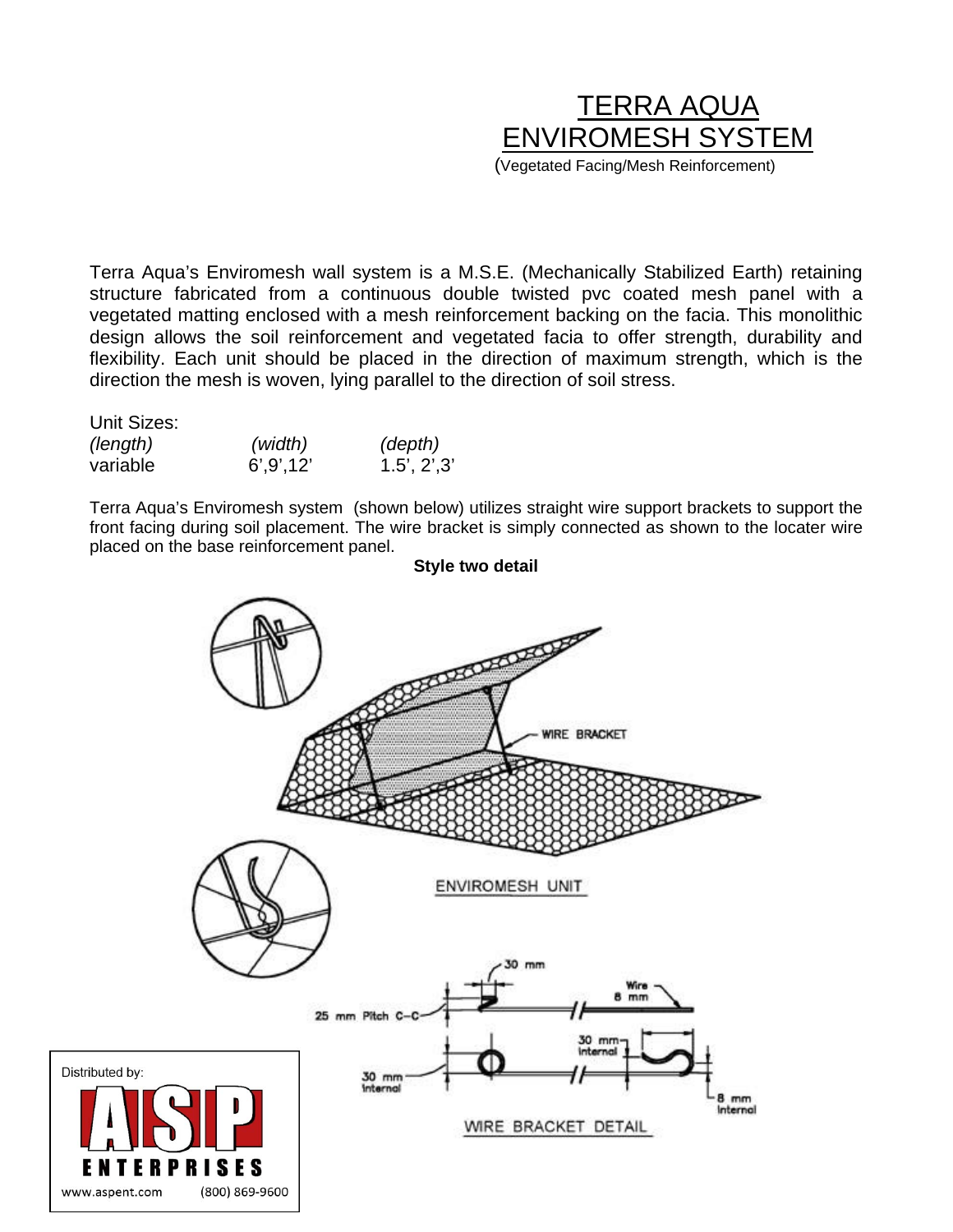# TERRA AQUA ENVIROMESH SYSTEM

(Vegetated Facing/Mesh Reinforcement)

Terra Aqua's Enviromesh wall system is a M.S.E. (Mechanically Stabilized Earth) retaining structure fabricated from a continuous double twisted pvc coated mesh panel with a vegetated matting enclosed with a mesh reinforcement backing on the facia. This monolithic design allows the soil reinforcement and vegetated facia to offer strength, durability and flexibility. Each unit should be placed in the direction of maximum strength, which is the direction the mesh is woven, lying parallel to the direction of soil stress.

Unit Sizes:

| *(length)* | *(width)* | *(depth)* |
|---|---|---|
| variable | 6',9',12' | 1.5', 2',3' |

Terra Aqua's Enviromesh system (shown below) utilizes straight wire support brackets to support the front facing during soil placement. The wire bracket is simply connected as shown to the locater wire placed on the base reinforcement panel.

**Style two detail**

WIRE BRACKET

ENVIROMESH UNIT

30 mm

Wire 8 mm

25 mm Pitch C–C

30 mm Internal

30 mm Internal

8 mm Internal

WIRE BRACKET DETAIL

Distributed by:

ASP ENTERPRISES

www.aspent.com (800) 869-9600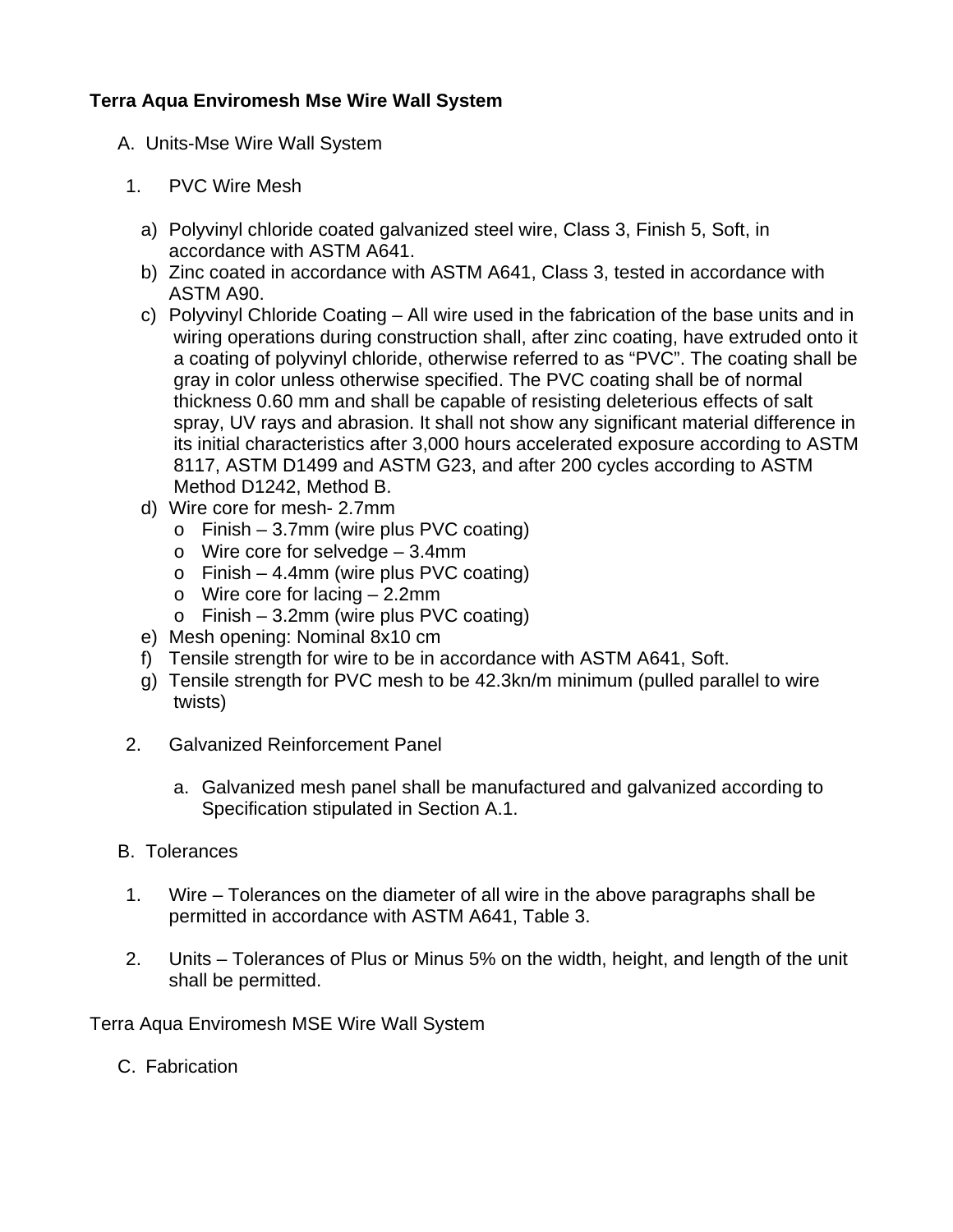**Terra Aqua Enviromesh Mse Wire Wall System**

A. Units-Mse Wire Wall System

1. PVC Wire Mesh

   a) Polyvinyl chloride coated galvanized steel wire, Class 3, Finish 5, Soft, in accordance with ASTM A641.
   b) Zinc coated in accordance with ASTM A641, Class 3, tested in accordance with ASTM A90.
   c) Polyvinyl Chloride Coating – All wire used in the fabrication of the base units and in wiring operations during construction shall, after zinc coating, have extruded onto it a coating of polyvinyl chloride, otherwise referred to as "PVC". The coating shall be gray in color unless otherwise specified. The PVC coating shall be of normal thickness 0.60 mm and shall be capable of resisting deleterious effects of salt spray, UV rays and abrasion. It shall not show any significant material difference in its initial characteristics after 3,000 hours accelerated exposure according to ASTM 8117, ASTM D1499 and ASTM G23, and after 200 cycles according to ASTM Method D1242, Method B.
   d) Wire core for mesh- 2.7mm
      - Finish – 3.7mm (wire plus PVC coating)
      - Wire core for selvedge – 3.4mm
      - Finish – 4.4mm (wire plus PVC coating)
      - Wire core for lacing – 2.2mm
      - Finish – 3.2mm (wire plus PVC coating)
   e) Mesh opening: Nominal 8x10 cm
   f) Tensile strength for wire to be in accordance with ASTM A641, Soft.
   g) Tensile strength for PVC mesh to be 42.3kn/m minimum (pulled parallel to wire twists)

2. Galvanized Reinforcement Panel

   a. Galvanized mesh panel shall be manufactured and galvanized according to Specification stipulated in Section A.1.

B. Tolerances

1. Wire – Tolerances on the diameter of all wire in the above paragraphs shall be permitted in accordance with ASTM A641, Table 3.

2. Units – Tolerances of Plus or Minus 5% on the width, height, and length of the unit shall be permitted.

Terra Aqua Enviromesh MSE Wire Wall System

C. Fabrication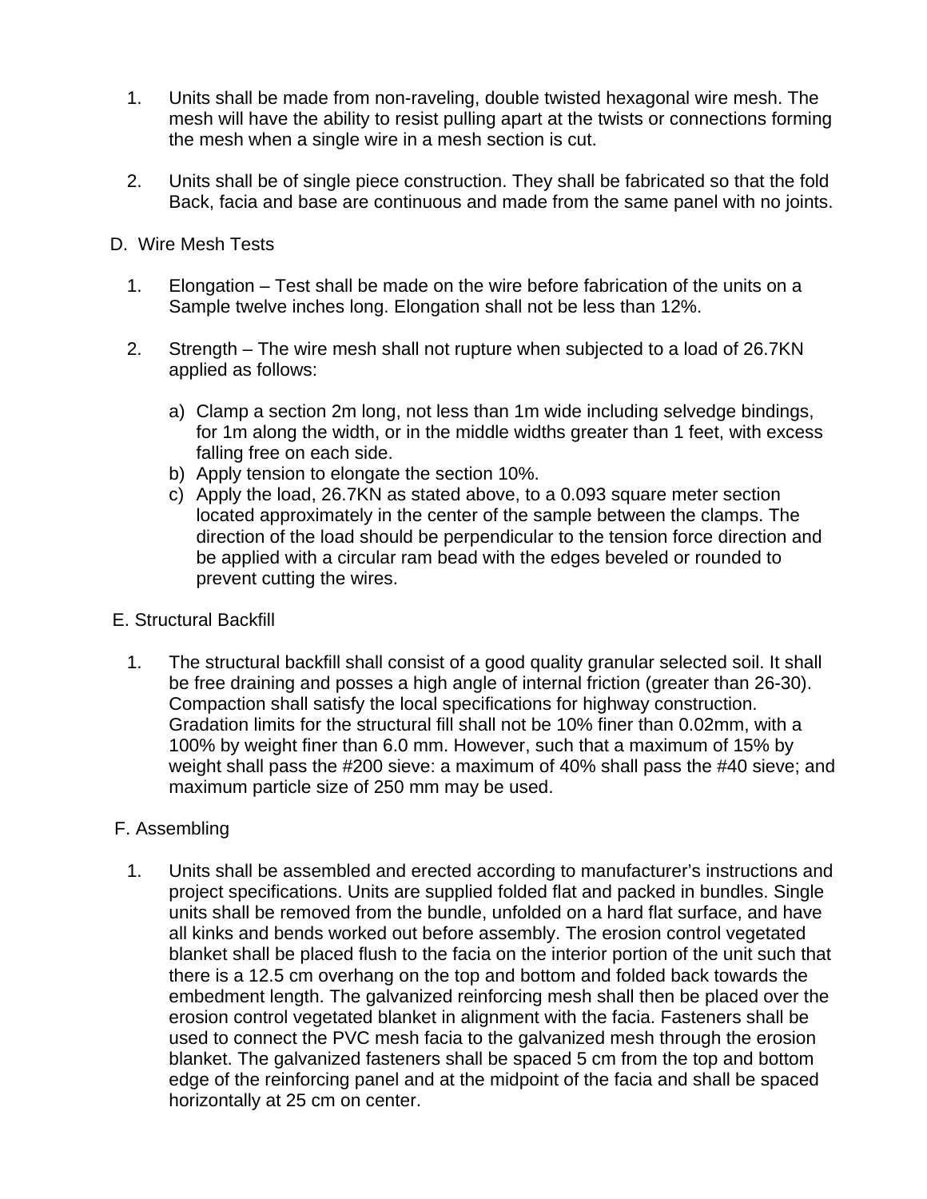1. Units shall be made from non-raveling, double twisted hexagonal wire mesh. The mesh will have the ability to resist pulling apart at the twists or connections forming the mesh when a single wire in a mesh section is cut.

2. Units shall be of single piece construction. They shall be fabricated so that the fold Back, facia and base are continuous and made from the same panel with no joints.

D. Wire Mesh Tests

1. Elongation – Test shall be made on the wire before fabrication of the units on a Sample twelve inches long. Elongation shall not be less than 12%.

2. Strength – The wire mesh shall not rupture when subjected to a load of 26.7KN applied as follows:

   a) Clamp a section 2m long, not less than 1m wide including selvedge bindings, for 1m along the width, or in the middle widths greater than 1 feet, with excess falling free on each side.
   b) Apply tension to elongate the section 10%.
   c) Apply the load, 26.7KN as stated above, to a 0.093 square meter section located approximately in the center of the sample between the clamps. The direction of the load should be perpendicular to the tension force direction and be applied with a circular ram bead with the edges beveled or rounded to prevent cutting the wires.

E. Structural Backfill

1. The structural backfill shall consist of a good quality granular selected soil. It shall be free draining and posses a high angle of internal friction (greater than 26-30). Compaction shall satisfy the local specifications for highway construction. Gradation limits for the structural fill shall not be 10% finer than 0.02mm, with a 100% by weight finer than 6.0 mm. However, such that a maximum of 15% by weight shall pass the #200 sieve: a maximum of 40% shall pass the #40 sieve; and maximum particle size of 250 mm may be used.

F. Assembling

1. Units shall be assembled and erected according to manufacturer's instructions and project specifications. Units are supplied folded flat and packed in bundles. Single units shall be removed from the bundle, unfolded on a hard flat surface, and have all kinks and bends worked out before assembly. The erosion control vegetated blanket shall be placed flush to the facia on the interior portion of the unit such that there is a 12.5 cm overhang on the top and bottom and folded back towards the embedment length. The galvanized reinforcing mesh shall then be placed over the erosion control vegetated blanket in alignment with the facia. Fasteners shall be used to connect the PVC mesh facia to the galvanized mesh through the erosion blanket. The galvanized fasteners shall be spaced 5 cm from the top and bottom edge of the reinforcing panel and at the midpoint of the facia and shall be spaced horizontally at 25 cm on center.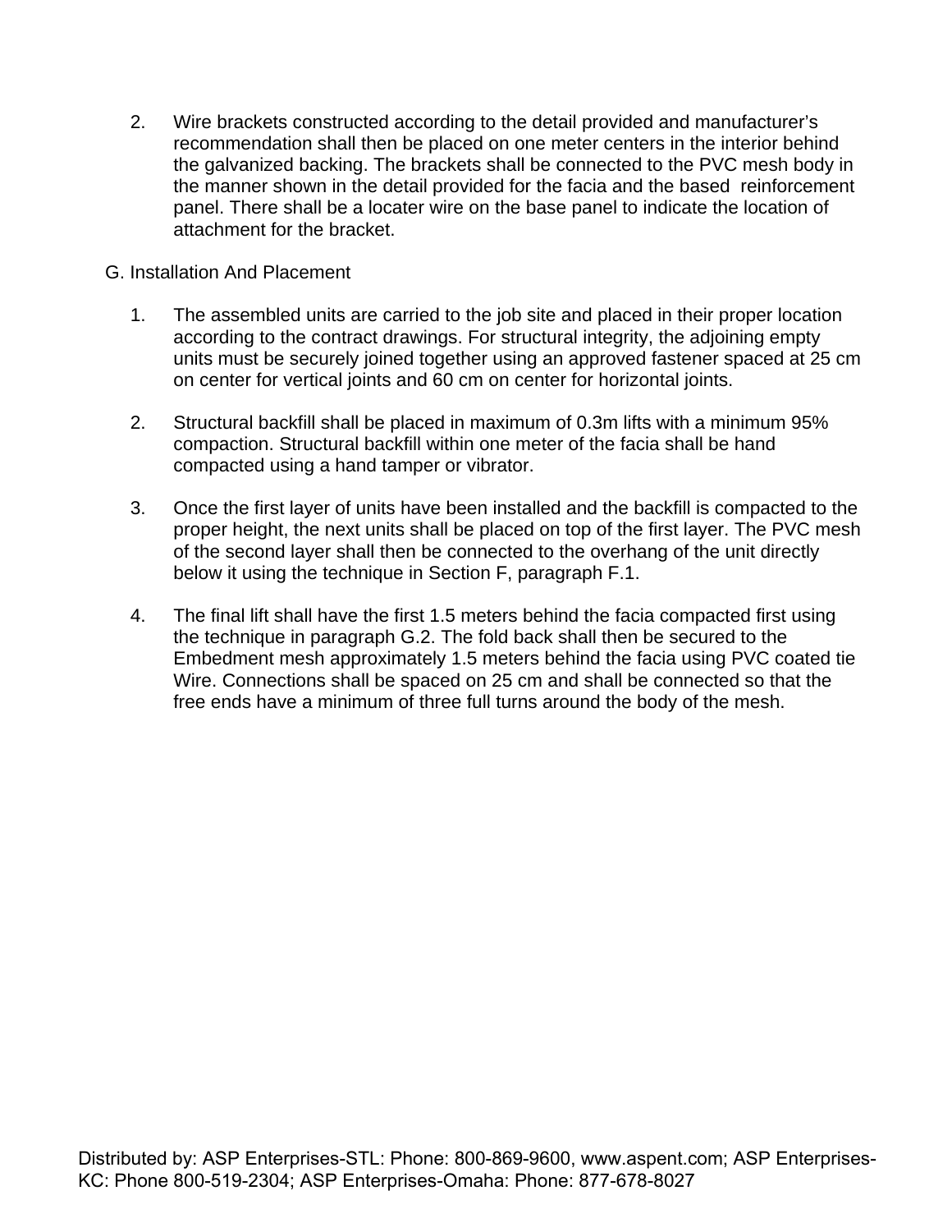2. Wire brackets constructed according to the detail provided and manufacturer's recommendation shall then be placed on one meter centers in the interior behind the galvanized backing. The brackets shall be connected to the PVC mesh body in the manner shown in the detail provided for the facia and the based reinforcement panel. There shall be a locater wire on the base panel to indicate the location of attachment for the bracket.

G. Installation And Placement

1. The assembled units are carried to the job site and placed in their proper location according to the contract drawings. For structural integrity, the adjoining empty units must be securely joined together using an approved fastener spaced at 25 cm on center for vertical joints and 60 cm on center for horizontal joints.

2. Structural backfill shall be placed in maximum of 0.3m lifts with a minimum 95% compaction. Structural backfill within one meter of the facia shall be hand compacted using a hand tamper or vibrator.

3. Once the first layer of units have been installed and the backfill is compacted to the proper height, the next units shall be placed on top of the first layer. The PVC mesh of the second layer shall then be connected to the overhang of the unit directly below it using the technique in Section F, paragraph F.1.

4. The final lift shall have the first 1.5 meters behind the facia compacted first using the technique in paragraph G.2. The fold back shall then be secured to the Embedment mesh approximately 1.5 meters behind the facia using PVC coated tie Wire. Connections shall be spaced on 25 cm and shall be connected so that the free ends have a minimum of three full turns around the body of the mesh.

Distributed by: ASP Enterprises-STL: Phone: 800-869-9600, www.aspent.com; ASP Enterprises-KC: Phone 800-519-2304; ASP Enterprises-Omaha: Phone: 877-678-8027